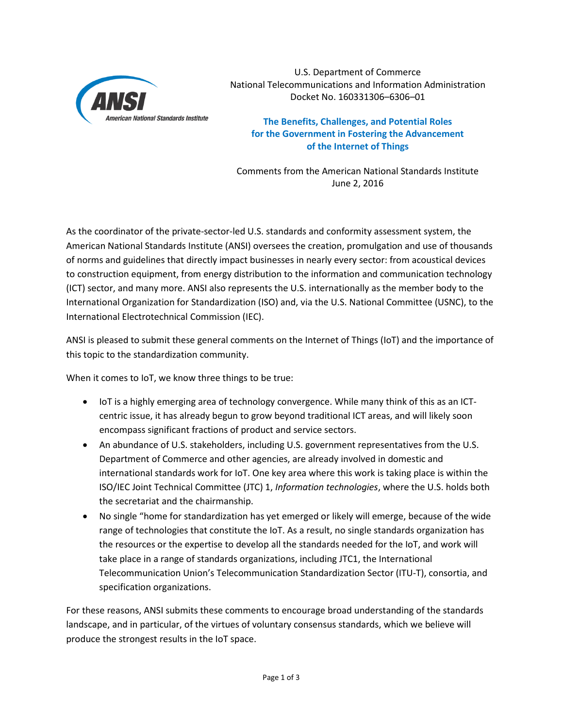U.S. Department of Commerce
National Telecommunications and Information Administration
Docket No. 160331306–6306–01

## The Benefits, Challenges, and Potential Roles for the Government in Fostering the Advancement of the Internet of Things

Comments from the American National Standards Institute
June 2, 2016

As the coordinator of the private-sector-led U.S. standards and conformity assessment system, the American National Standards Institute (ANSI) oversees the creation, promulgation and use of thousands of norms and guidelines that directly impact businesses in nearly every sector: from acoustical devices to construction equipment, from energy distribution to the information and communication technology (ICT) sector, and many more. ANSI also represents the U.S. internationally as the member body to the International Organization for Standardization (ISO) and, via the U.S. National Committee (USNC), to the International Electrotechnical Commission (IEC).

ANSI is pleased to submit these general comments on the Internet of Things (IoT) and the importance of this topic to the standardization community.

When it comes to IoT, we know three things to be true:

- IoT is a highly emerging area of technology convergence. While many think of this as an ICT-centric issue, it has already begun to grow beyond traditional ICT areas, and will likely soon encompass significant fractions of product and service sectors.
- An abundance of U.S. stakeholders, including U.S. government representatives from the U.S. Department of Commerce and other agencies, are already involved in domestic and international standards work for IoT. One key area where this work is taking place is within the ISO/IEC Joint Technical Committee (JTC) 1, *Information technologies*, where the U.S. holds both the secretariat and the chairmanship.
- No single "home for standardization has yet emerged or likely will emerge, because of the wide range of technologies that constitute the IoT. As a result, no single standards organization has the resources or the expertise to develop all the standards needed for the IoT, and work will take place in a range of standards organizations, including JTC1, the International Telecommunication Union's Telecommunication Standardization Sector (ITU-T), consortia, and specification organizations.

For these reasons, ANSI submits these comments to encourage broad understanding of the standards landscape, and in particular, of the virtues of voluntary consensus standards, which we believe will produce the strongest results in the IoT space.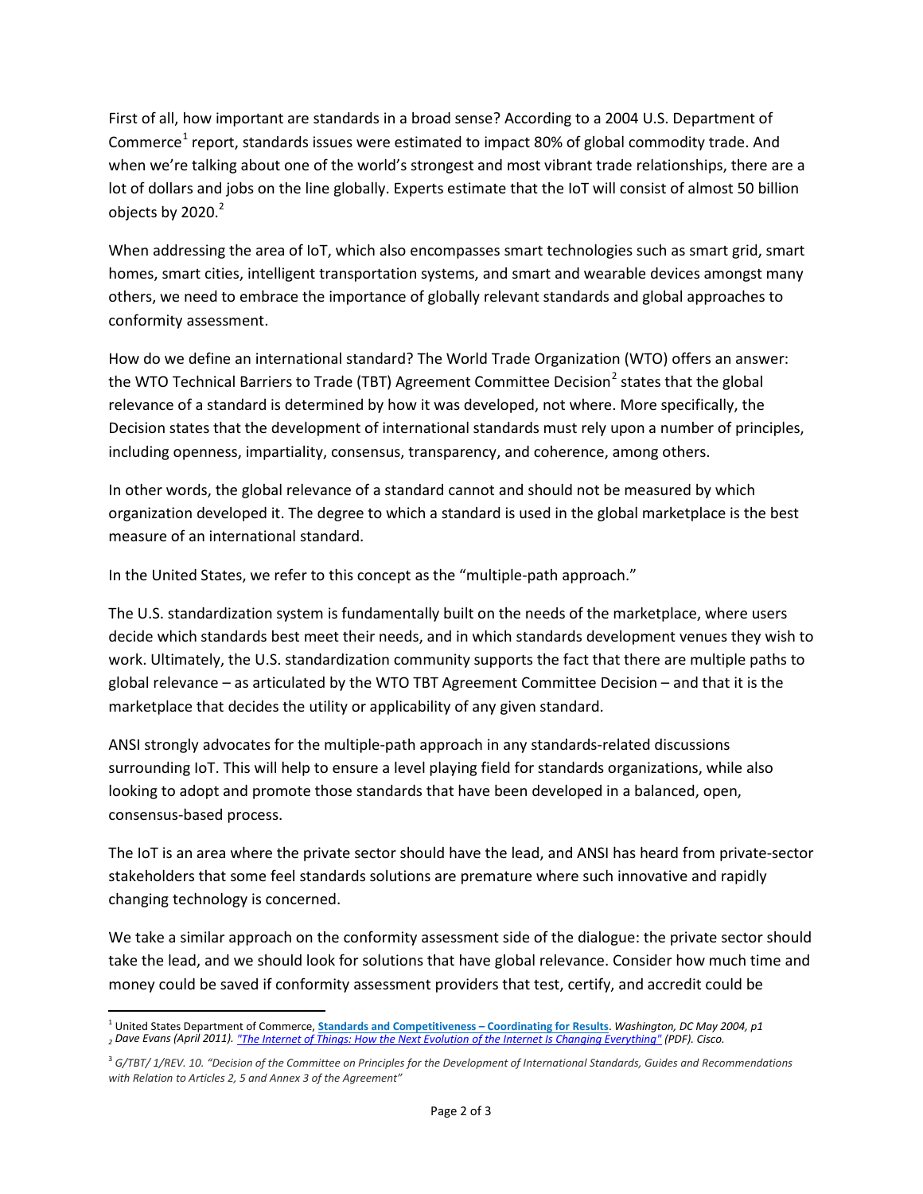First of all, how important are standards in a broad sense? According to a 2004 U.S. Department of Commerce[1] report, standards issues were estimated to impact 80% of global commodity trade. And when we're talking about one of the world's strongest and most vibrant trade relationships, there are a lot of dollars and jobs on the line globally. Experts estimate that the IoT will consist of almost 50 billion objects by 2020.[2]

When addressing the area of IoT, which also encompasses smart technologies such as smart grid, smart homes, smart cities, intelligent transportation systems, and smart and wearable devices amongst many others, we need to embrace the importance of globally relevant standards and global approaches to conformity assessment.

How do we define an international standard? The World Trade Organization (WTO) offers an answer: the WTO Technical Barriers to Trade (TBT) Agreement Committee Decision[2] states that the global relevance of a standard is determined by how it was developed, not where. More specifically, the Decision states that the development of international standards must rely upon a number of principles, including openness, impartiality, consensus, transparency, and coherence, among others.

In other words, the global relevance of a standard cannot and should not be measured by which organization developed it. The degree to which a standard is used in the global marketplace is the best measure of an international standard.

In the United States, we refer to this concept as the "multiple-path approach."

The U.S. standardization system is fundamentally built on the needs of the marketplace, where users decide which standards best meet their needs, and in which standards development venues they wish to work. Ultimately, the U.S. standardization community supports the fact that there are multiple paths to global relevance – as articulated by the WTO TBT Agreement Committee Decision – and that it is the marketplace that decides the utility or applicability of any given standard.

ANSI strongly advocates for the multiple-path approach in any standards-related discussions surrounding IoT. This will help to ensure a level playing field for standards organizations, while also looking to adopt and promote those standards that have been developed in a balanced, open, consensus-based process.

The IoT is an area where the private sector should have the lead, and ANSI has heard from private-sector stakeholders that some feel standards solutions are premature where such innovative and rapidly changing technology is concerned.

We take a similar approach on the conformity assessment side of the dialogue: the private sector should take the lead, and we should look for solutions that have global relevance. Consider how much time and money could be saved if conformity assessment providers that test, certify, and accredit could be

---

[1] United States Department of Commerce, **Standards and Competitiveness – Coordinating for Results**. *Washington, DC May 2004, p1*

[2] *Dave Evans (April 2011). "The Internet of Things: How the Next Evolution of the Internet Is Changing Everything" (PDF). Cisco.*

[3] *G/TBT/ 1/REV. 10. "Decision of the Committee on Principles for the Development of International Standards, Guides and Recommendations with Relation to Articles 2, 5 and Annex 3 of the Agreement"*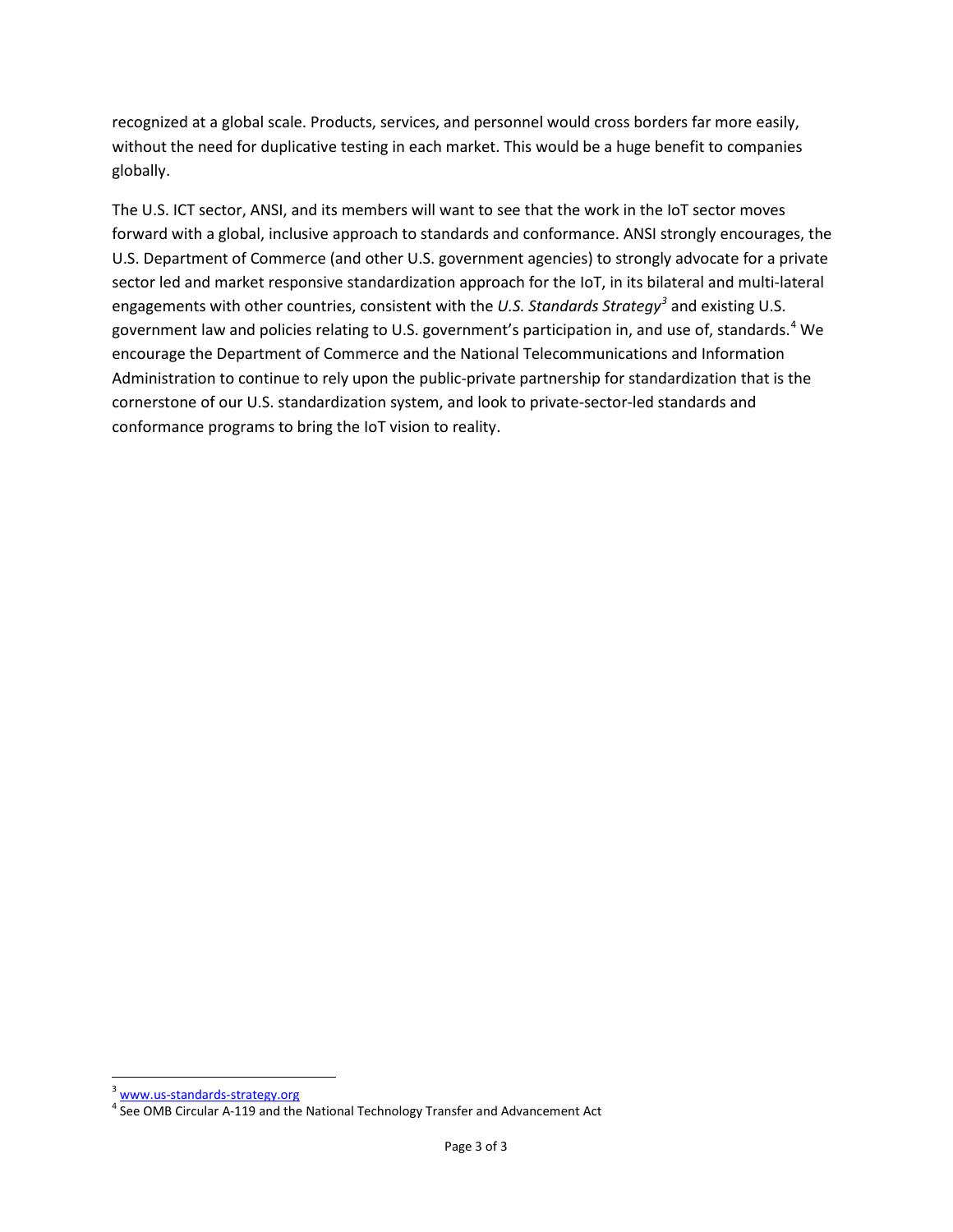recognized at a global scale. Products, services, and personnel would cross borders far more easily, without the need for duplicative testing in each market. This would be a huge benefit to companies globally.

The U.S. ICT sector, ANSI, and its members will want to see that the work in the IoT sector moves forward with a global, inclusive approach to standards and conformance. ANSI strongly encourages, the U.S. Department of Commerce (and other U.S. government agencies) to strongly advocate for a private sector led and market responsive standardization approach for the IoT, in its bilateral and multi-lateral engagements with other countries, consistent with the *U.S. Standards Strategy*[3] and existing U.S. government law and policies relating to U.S. government's participation in, and use of, standards.[4] We encourage the Department of Commerce and the National Telecommunications and Information Administration to continue to rely upon the public-private partnership for standardization that is the cornerstone of our U.S. standardization system, and look to private-sector-led standards and conformance programs to bring the IoT vision to reality.

---

[3] www.us-standards-strategy.org

[4] See OMB Circular A-119 and the National Technology Transfer and Advancement Act